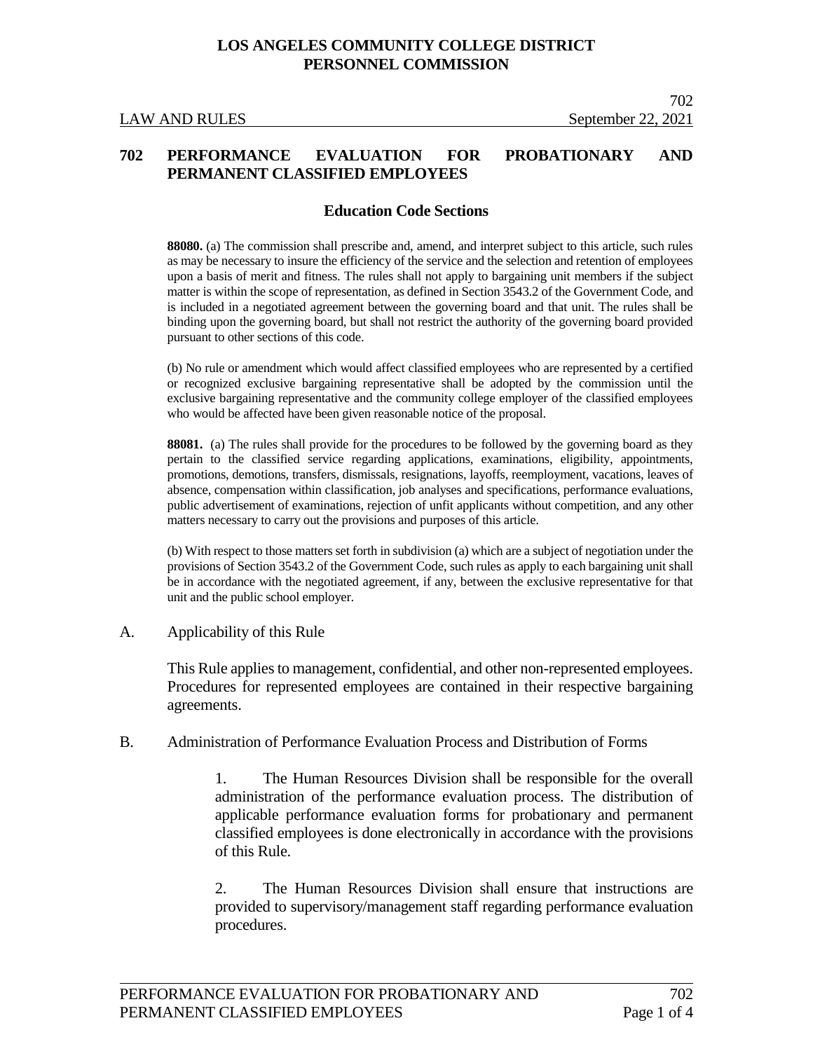**LOS ANGELES COMMUNITY COLLEGE DISTRICT**
**PERSONNEL COMMISSION**

LAW AND RULES — 702 — September 22, 2021

# 702 PERFORMANCE EVALUATION FOR PROBATIONARY AND PERMANENT CLASSIFIED EMPLOYEES

## Education Code Sections

**88080.** (a) The commission shall prescribe and, amend, and interpret subject to this article, such rules as may be necessary to insure the efficiency of the service and the selection and retention of employees upon a basis of merit and fitness. The rules shall not apply to bargaining unit members if the subject matter is within the scope of representation, as defined in Section 3543.2 of the Government Code, and is included in a negotiated agreement between the governing board and that unit. The rules shall be binding upon the governing board, but shall not restrict the authority of the governing board provided pursuant to other sections of this code.

(b) No rule or amendment which would affect classified employees who are represented by a certified or recognized exclusive bargaining representative shall be adopted by the commission until the exclusive bargaining representative and the community college employer of the classified employees who would be affected have been given reasonable notice of the proposal.

**88081.** (a) The rules shall provide for the procedures to be followed by the governing board as they pertain to the classified service regarding applications, examinations, eligibility, appointments, promotions, demotions, transfers, dismissals, resignations, layoffs, reemployment, vacations, leaves of absence, compensation within classification, job analyses and specifications, performance evaluations, public advertisement of examinations, rejection of unfit applicants without competition, and any other matters necessary to carry out the provisions and purposes of this article.

(b) With respect to those matters set forth in subdivision (a) which are a subject of negotiation under the provisions of Section 3543.2 of the Government Code, such rules as apply to each bargaining unit shall be in accordance with the negotiated agreement, if any, between the exclusive representative for that unit and the public school employer.

A. Applicability of this Rule

This Rule applies to management, confidential, and other non-represented employees. Procedures for represented employees are contained in their respective bargaining agreements.

B. Administration of Performance Evaluation Process and Distribution of Forms

1. The Human Resources Division shall be responsible for the overall administration of the performance evaluation process. The distribution of applicable performance evaluation forms for probationary and permanent classified employees is done electronically in accordance with the provisions of this Rule.

2. The Human Resources Division shall ensure that instructions are provided to supervisory/management staff regarding performance evaluation procedures.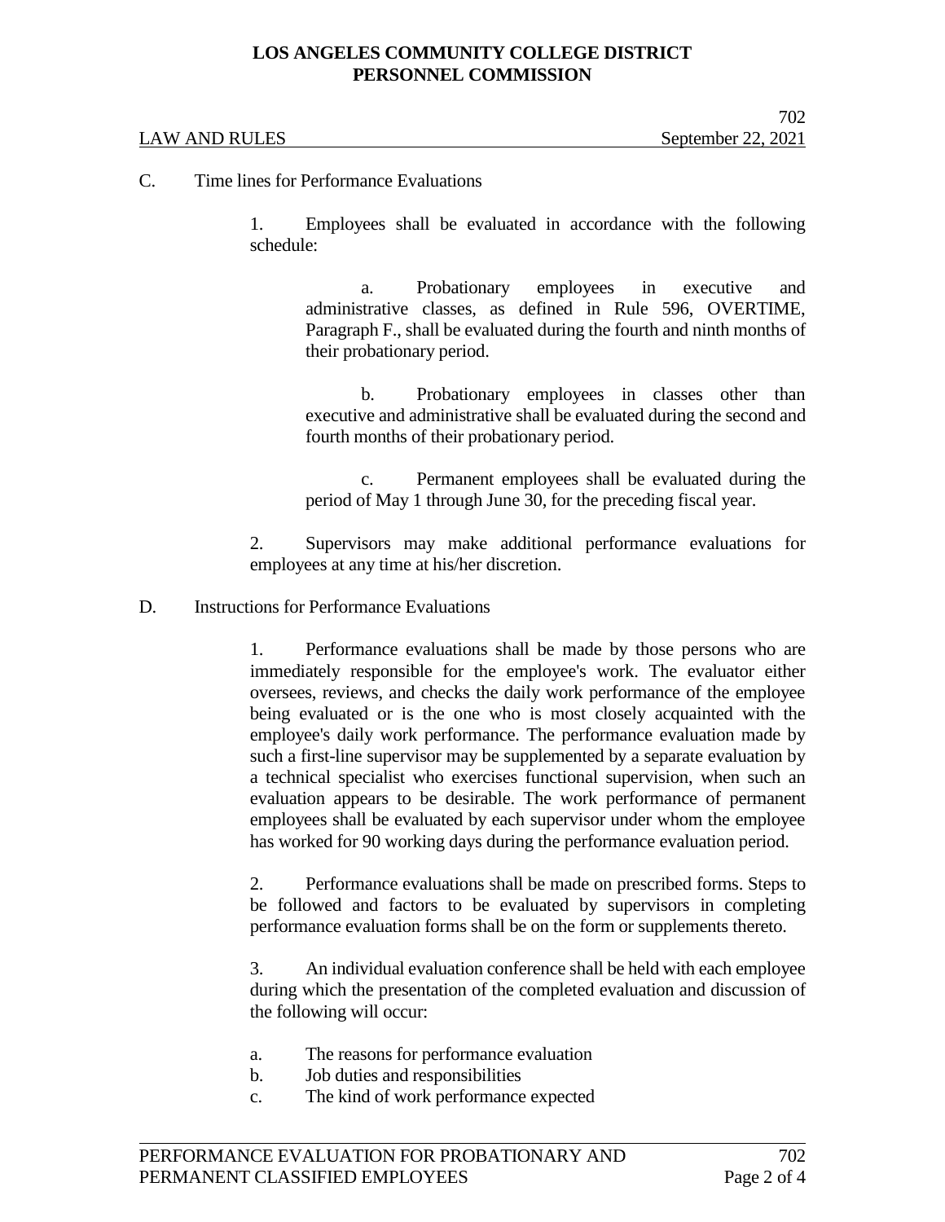C. Time lines for Performance Evaluations

1. Employees shall be evaluated in accordance with the following schedule:

    a. Probationary employees in executive and administrative classes, as defined in Rule 596, OVERTIME, Paragraph F., shall be evaluated during the fourth and ninth months of their probationary period.

    b. Probationary employees in classes other than executive and administrative shall be evaluated during the second and fourth months of their probationary period.

    c. Permanent employees shall be evaluated during the period of May 1 through June 30, for the preceding fiscal year.

2. Supervisors may make additional performance evaluations for employees at any time at his/her discretion.

D. Instructions for Performance Evaluations

1. Performance evaluations shall be made by those persons who are immediately responsible for the employee's work. The evaluator either oversees, reviews, and checks the daily work performance of the employee being evaluated or is the one who is most closely acquainted with the employee's daily work performance. The performance evaluation made by such a first-line supervisor may be supplemented by a separate evaluation by a technical specialist who exercises functional supervision, when such an evaluation appears to be desirable. The work performance of permanent employees shall be evaluated by each supervisor under whom the employee has worked for 90 working days during the performance evaluation period.

2. Performance evaluations shall be made on prescribed forms. Steps to be followed and factors to be evaluated by supervisors in completing performance evaluation forms shall be on the form or supplements thereto.

3. An individual evaluation conference shall be held with each employee during which the presentation of the completed evaluation and discussion of the following will occur:

    a. The reasons for performance evaluation
    b. Job duties and responsibilities
    c. The kind of work performance expected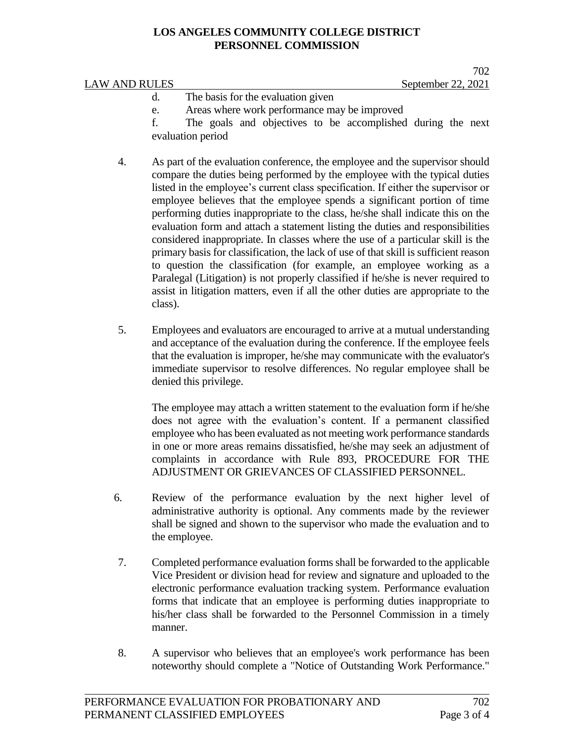d. The basis for the evaluation given

e. Areas where work performance may be improved

f. The goals and objectives to be accomplished during the next evaluation period

4. As part of the evaluation conference, the employee and the supervisor should compare the duties being performed by the employee with the typical duties listed in the employee's current class specification. If either the supervisor or employee believes that the employee spends a significant portion of time performing duties inappropriate to the class, he/she shall indicate this on the evaluation form and attach a statement listing the duties and responsibilities considered inappropriate. In classes where the use of a particular skill is the primary basis for classification, the lack of use of that skill is sufficient reason to question the classification (for example, an employee working as a Paralegal (Litigation) is not properly classified if he/she is never required to assist in litigation matters, even if all the other duties are appropriate to the class).

5. Employees and evaluators are encouraged to arrive at a mutual understanding and acceptance of the evaluation during the conference. If the employee feels that the evaluation is improper, he/she may communicate with the evaluator's immediate supervisor to resolve differences. No regular employee shall be denied this privilege.

   The employee may attach a written statement to the evaluation form if he/she does not agree with the evaluation's content. If a permanent classified employee who has been evaluated as not meeting work performance standards in one or more areas remains dissatisfied, he/she may seek an adjustment of complaints in accordance with Rule 893, PROCEDURE FOR THE ADJUSTMENT OR GRIEVANCES OF CLASSIFIED PERSONNEL.

6. Review of the performance evaluation by the next higher level of administrative authority is optional. Any comments made by the reviewer shall be signed and shown to the supervisor who made the evaluation and to the employee.

7. Completed performance evaluation forms shall be forwarded to the applicable Vice President or division head for review and signature and uploaded to the electronic performance evaluation tracking system. Performance evaluation forms that indicate that an employee is performing duties inappropriate to his/her class shall be forwarded to the Personnel Commission in a timely manner.

8. A supervisor who believes that an employee's work performance has been noteworthy should complete a "Notice of Outstanding Work Performance."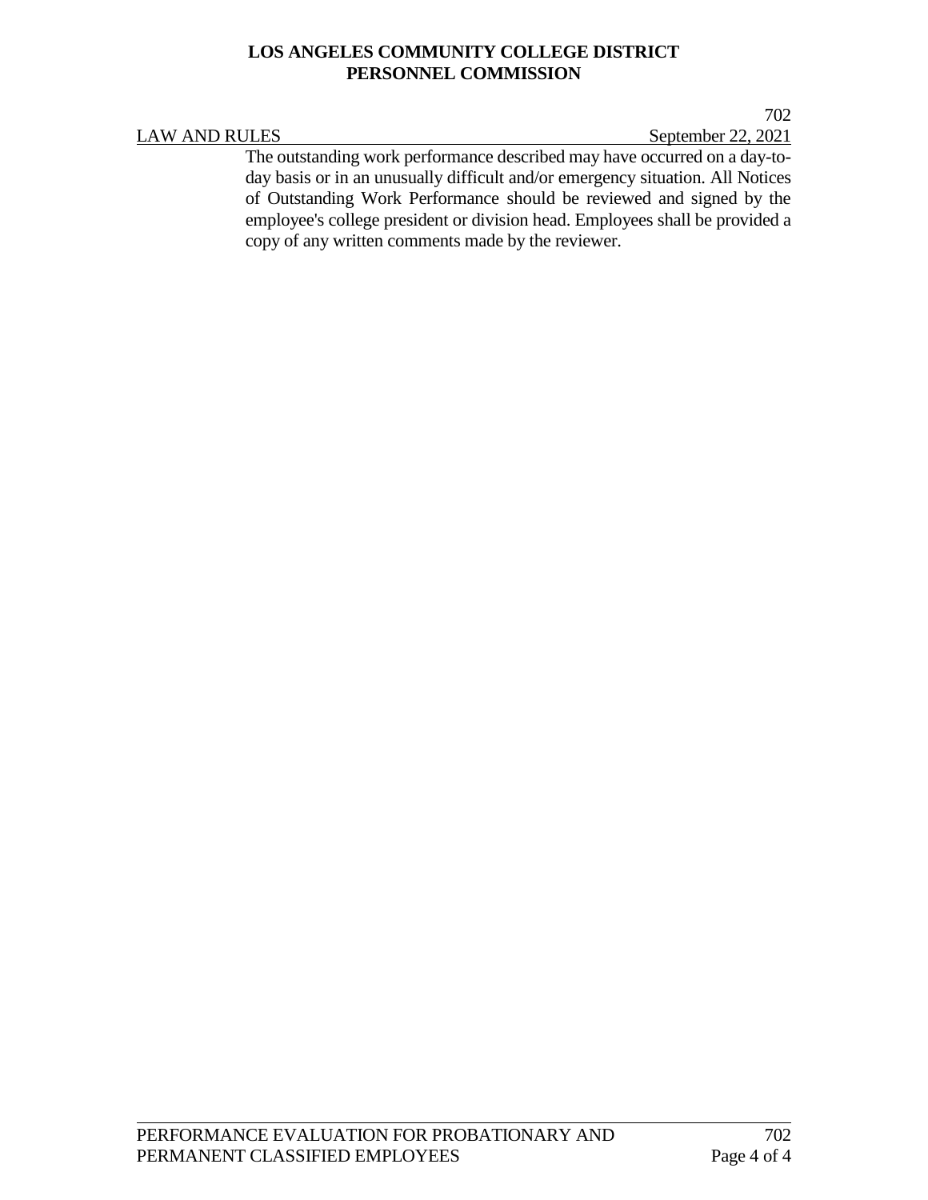The outstanding work performance described may have occurred on a day-to-day basis or in an unusually difficult and/or emergency situation. All Notices of Outstanding Work Performance should be reviewed and signed by the employee's college president or division head. Employees shall be provided a copy of any written comments made by the reviewer.